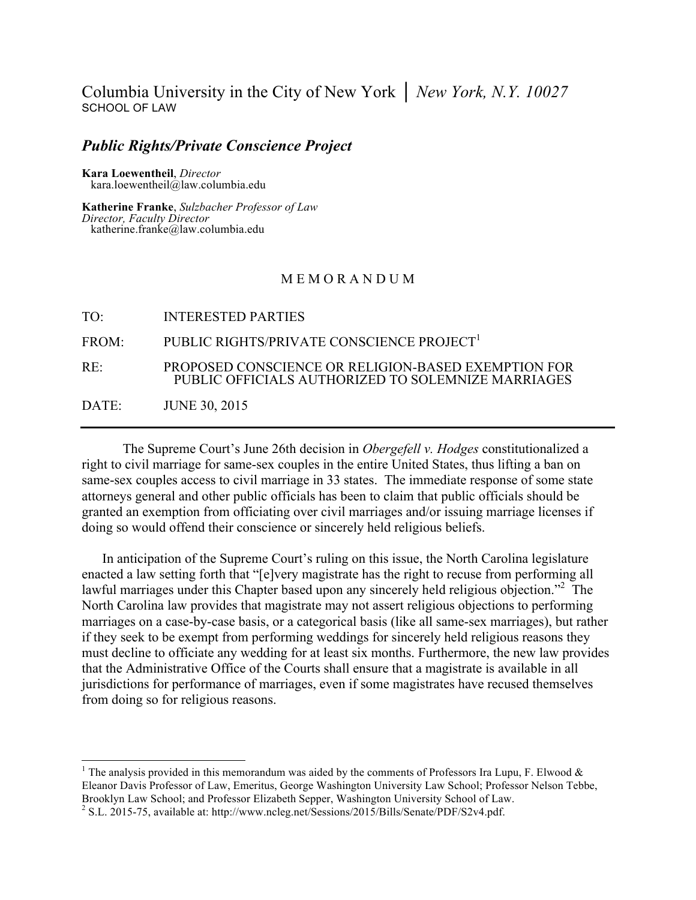Columbia University in the City of New York | *New York, N.Y. 10027*
SCHOOL OF LAW

## *Public Rights/Private Conscience Project*

**Kara Loewentheil**, *Director*
kara.loewentheil@law.columbia.edu

**Katherine Franke**, *Sulzbacher Professor of Law*
*Director, Faculty Director*
katherine.franke@law.columbia.edu

# M E M O R A N D U M

TO: INTERESTED PARTIES

FROM: PUBLIC RIGHTS/PRIVATE CONSCIENCE PROJECT[1]

RE: PROPOSED CONSCIENCE OR RELIGION-BASED EXEMPTION FOR PUBLIC OFFICIALS AUTHORIZED TO SOLEMNIZE MARRIAGES

DATE: JUNE 30, 2015

---

The Supreme Court's June 26th decision in *Obergefell v. Hodges* constitutionalized a right to civil marriage for same-sex couples in the entire United States, thus lifting a ban on same-sex couples access to civil marriage in 33 states. The immediate response of some state attorneys general and other public officials has been to claim that public officials should be granted an exemption from officiating over civil marriages and/or issuing marriage licenses if doing so would offend their conscience or sincerely held religious beliefs.

In anticipation of the Supreme Court's ruling on this issue, the North Carolina legislature enacted a law setting forth that "[e]very magistrate has the right to recuse from performing all lawful marriages under this Chapter based upon any sincerely held religious objection."[2] The North Carolina law provides that magistrate may not assert religious objections to performing marriages on a case-by-case basis, or a categorical basis (like all same-sex marriages), but rather if they seek to be exempt from performing weddings for sincerely held religious reasons they must decline to officiate any wedding for at least six months. Furthermore, the new law provides that the Administrative Office of the Courts shall ensure that a magistrate is available in all jurisdictions for performance of marriages, even if some magistrates have recused themselves from doing so for religious reasons.

---

[1] The analysis provided in this memorandum was aided by the comments of Professors Ira Lupu, F. Elwood & Eleanor Davis Professor of Law, Emeritus, George Washington University Law School; Professor Nelson Tebbe, Brooklyn Law School; and Professor Elizabeth Sepper, Washington University School of Law.

[2] S.L. 2015-75, available at: http://www.ncleg.net/Sessions/2015/Bills/Senate/PDF/S2v4.pdf.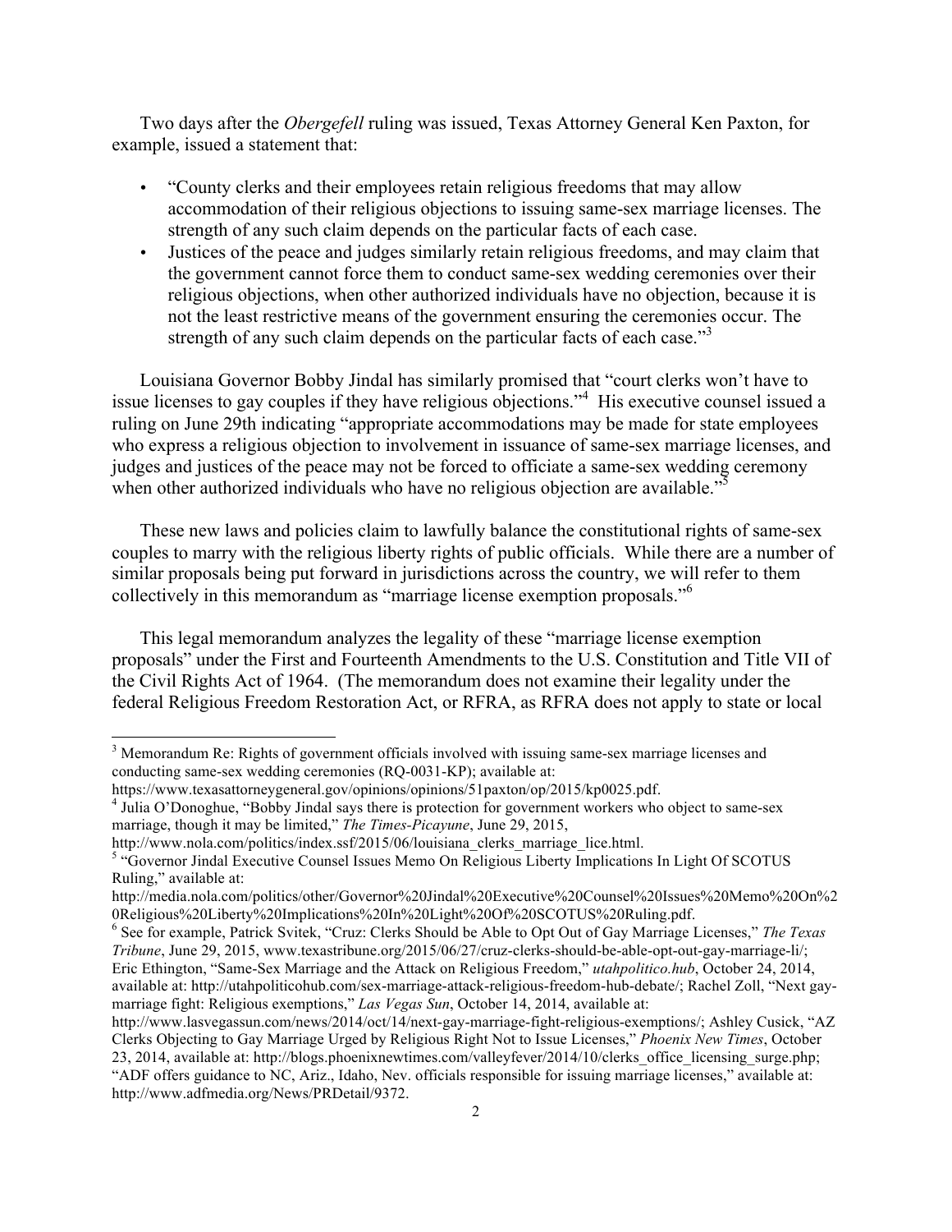Two days after the *Obergefell* ruling was issued, Texas Attorney General Ken Paxton, for example, issued a statement that:

- "County clerks and their employees retain religious freedoms that may allow accommodation of their religious objections to issuing same-sex marriage licenses. The strength of any such claim depends on the particular facts of each case.
- Justices of the peace and judges similarly retain religious freedoms, and may claim that the government cannot force them to conduct same-sex wedding ceremonies over their religious objections, when other authorized individuals have no objection, because it is not the least restrictive means of the government ensuring the ceremonies occur. The strength of any such claim depends on the particular facts of each case."[3]

Louisiana Governor Bobby Jindal has similarly promised that "court clerks won't have to issue licenses to gay couples if they have religious objections."[4] His executive counsel issued a ruling on June 29th indicating "appropriate accommodations may be made for state employees who express a religious objection to involvement in issuance of same-sex marriage licenses, and judges and justices of the peace may not be forced to officiate a same-sex wedding ceremony when other authorized individuals who have no religious objection are available."[5]

These new laws and policies claim to lawfully balance the constitutional rights of same-sex couples to marry with the religious liberty rights of public officials. While there are a number of similar proposals being put forward in jurisdictions across the country, we will refer to them collectively in this memorandum as "marriage license exemption proposals."[6]

This legal memorandum analyzes the legality of these "marriage license exemption proposals" under the First and Fourteenth Amendments to the U.S. Constitution and Title VII of the Civil Rights Act of 1964. (The memorandum does not examine their legality under the federal Religious Freedom Restoration Act, or RFRA, as RFRA does not apply to state or local

---

[3] Memorandum Re: Rights of government officials involved with issuing same-sex marriage licenses and conducting same-sex wedding ceremonies (RQ-0031-KP); available at: https://www.texasattorneygeneral.gov/opinions/opinions/51paxton/op/2015/kp0025.pdf.

[4] Julia O'Donoghue, "Bobby Jindal says there is protection for government workers who object to same-sex marriage, though it may be limited," *The Times-Picayune*, June 29, 2015, http://www.nola.com/politics/index.ssf/2015/06/louisiana_clerks_marriage_lice.html.

[5] "Governor Jindal Executive Counsel Issues Memo On Religious Liberty Implications In Light Of SCOTUS Ruling," available at: http://media.nola.com/politics/other/Governor%20Jindal%20Executive%20Counsel%20Issues%20Memo%20On%20Religious%20Liberty%20Implications%20In%20Light%20Of%20SCOTUS%20Ruling.pdf.

[6] See for example, Patrick Svitek, "Cruz: Clerks Should be Able to Opt Out of Gay Marriage Licenses," *The Texas Tribune*, June 29, 2015, www.texastribune.org/2015/06/27/cruz-clerks-should-be-able-opt-out-gay-marriage-li/; Eric Ethington, "Same-Sex Marriage and the Attack on Religious Freedom," *utahpolitico.hub*, October 24, 2014, available at: http://utahpoliticohub.com/sex-marriage-attack-religious-freedom-hub-debate/; Rachel Zoll, "Next gay-marriage fight: Religious exemptions," *Las Vegas Sun*, October 14, 2014, available at: http://www.lasvegassun.com/news/2014/oct/14/next-gay-marriage-fight-religious-exemptions/; Ashley Cusick, "AZ Clerks Objecting to Gay Marriage Urged by Religious Right Not to Issue Licenses," *Phoenix New Times*, October 23, 2014, available at: http://blogs.phoenixnewtimes.com/valleyfever/2014/10/clerks_office_licensing_surge.php; "ADF offers guidance to NC, Ariz., Idaho, Nev. officials responsible for issuing marriage licenses," available at: http://www.adfmedia.org/News/PRDetail/9372.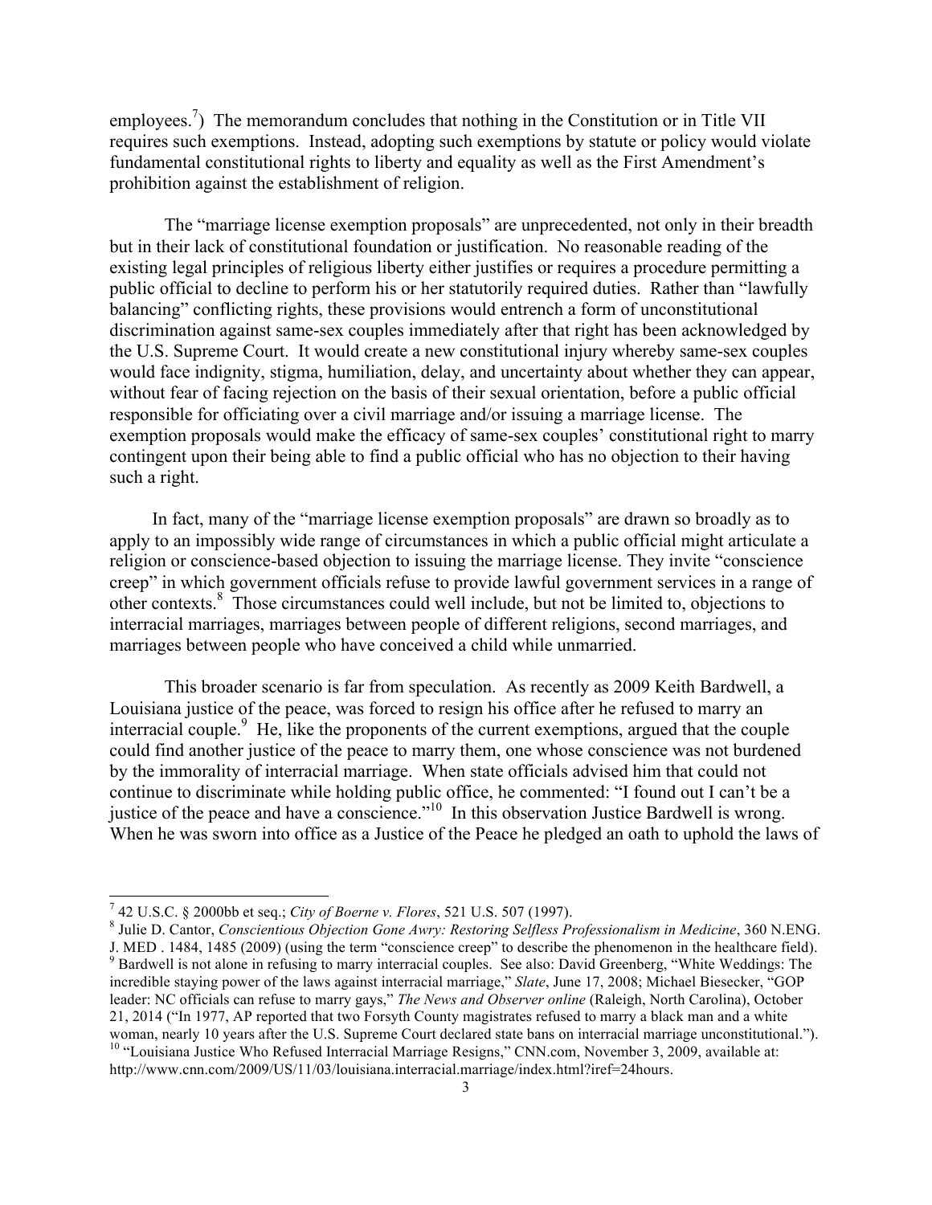employees.[7]) The memorandum concludes that nothing in the Constitution or in Title VII requires such exemptions. Instead, adopting such exemptions by statute or policy would violate fundamental constitutional rights to liberty and equality as well as the First Amendment's prohibition against the establishment of religion.

The "marriage license exemption proposals" are unprecedented, not only in their breadth but in their lack of constitutional foundation or justification. No reasonable reading of the existing legal principles of religious liberty either justifies or requires a procedure permitting a public official to decline to perform his or her statutorily required duties. Rather than "lawfully balancing" conflicting rights, these provisions would entrench a form of unconstitutional discrimination against same-sex couples immediately after that right has been acknowledged by the U.S. Supreme Court. It would create a new constitutional injury whereby same-sex couples would face indignity, stigma, humiliation, delay, and uncertainty about whether they can appear, without fear of facing rejection on the basis of their sexual orientation, before a public official responsible for officiating over a civil marriage and/or issuing a marriage license. The exemption proposals would make the efficacy of same-sex couples' constitutional right to marry contingent upon their being able to find a public official who has no objection to their having such a right.

In fact, many of the "marriage license exemption proposals" are drawn so broadly as to apply to an impossibly wide range of circumstances in which a public official might articulate a religion or conscience-based objection to issuing the marriage license. They invite "conscience creep" in which government officials refuse to provide lawful government services in a range of other contexts.[8] Those circumstances could well include, but not be limited to, objections to interracial marriages, marriages between people of different religions, second marriages, and marriages between people who have conceived a child while unmarried.

This broader scenario is far from speculation. As recently as 2009 Keith Bardwell, a Louisiana justice of the peace, was forced to resign his office after he refused to marry an interracial couple.[9] He, like the proponents of the current exemptions, argued that the couple could find another justice of the peace to marry them, one whose conscience was not burdened by the immorality of interracial marriage. When state officials advised him that could not continue to discriminate while holding public office, he commented: "I found out I can't be a justice of the peace and have a conscience."[10] In this observation Justice Bardwell is wrong. When he was sworn into office as a Justice of the Peace he pledged an oath to uphold the laws of

---

[7] 42 U.S.C. § 2000bb et seq.; *City of Boerne v. Flores*, 521 U.S. 507 (1997).

[8] Julie D. Cantor, *Conscientious Objection Gone Awry: Restoring Selfless Professionalism in Medicine*, 360 N.ENG. J. MED . 1484, 1485 (2009) (using the term "conscience creep" to describe the phenomenon in the healthcare field).

[9] Bardwell is not alone in refusing to marry interracial couples. See also: David Greenberg, "White Weddings: The incredible staying power of the laws against interracial marriage," *Slate*, June 17, 2008; Michael Biesecker, "GOP leader: NC officials can refuse to marry gays," *The News and Observer online* (Raleigh, North Carolina), October 21, 2014 ("In 1977, AP reported that two Forsyth County magistrates refused to marry a black man and a white woman, nearly 10 years after the U.S. Supreme Court declared state bans on interracial marriage unconstitutional.").

[10] "Louisiana Justice Who Refused Interracial Marriage Resigns," CNN.com, November 3, 2009, available at: http://www.cnn.com/2009/US/11/03/louisiana.interracial.marriage/index.html?iref=24hours.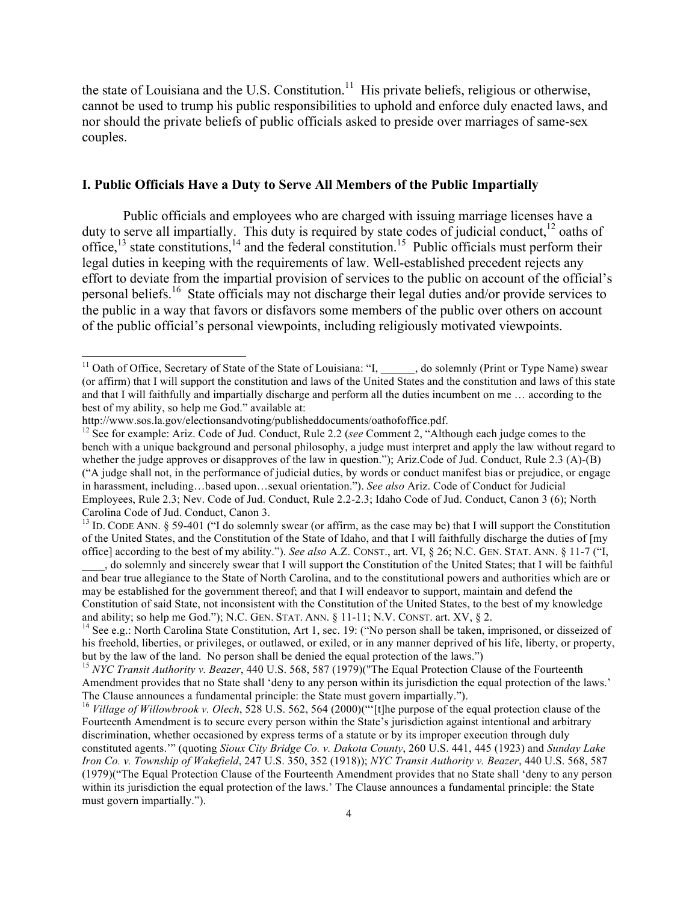the state of Louisiana and the U.S. Constitution.[11] His private beliefs, religious or otherwise, cannot be used to trump his public responsibilities to uphold and enforce duly enacted laws, and nor should the private beliefs of public officials asked to preside over marriages of same-sex couples.

## I. Public Officials Have a Duty to Serve All Members of the Public Impartially

Public officials and employees who are charged with issuing marriage licenses have a duty to serve all impartially. This duty is required by state codes of judicial conduct,[12] oaths of office,[13] state constitutions,[14] and the federal constitution.[15] Public officials must perform their legal duties in keeping with the requirements of law. Well-established precedent rejects any effort to deviate from the impartial provision of services to the public on account of the official's personal beliefs.[16] State officials may not discharge their legal duties and/or provide services to the public in a way that favors or disfavors some members of the public over others on account of the public official's personal viewpoints, including religiously motivated viewpoints.

---

[11] Oath of Office, Secretary of State of the State of Louisiana: "I, ______, do solemnly (Print or Type Name) swear (or affirm) that I will support the constitution and laws of the United States and the constitution and laws of this state and that I will faithfully and impartially discharge and perform all the duties incumbent on me … according to the best of my ability, so help me God." available at: http://www.sos.la.gov/electionsandvoting/publisheddocuments/oathofoffice.pdf.

[12] See for example: Ariz. Code of Jud. Conduct, Rule 2.2 (*see* Comment 2, "Although each judge comes to the bench with a unique background and personal philosophy, a judge must interpret and apply the law without regard to whether the judge approves or disapproves of the law in question."); Ariz.Code of Jud. Conduct, Rule 2.3 (A)-(B) ("A judge shall not, in the performance of judicial duties, by words or conduct manifest bias or prejudice, or engage in harassment, including…based upon…sexual orientation."). *See also* Ariz. Code of Conduct for Judicial Employees, Rule 2.3; Nev. Code of Jud. Conduct, Rule 2.2-2.3; Idaho Code of Jud. Conduct, Canon 3 (6); North Carolina Code of Jud. Conduct, Canon 3.

[13] ID. CODE ANN. § 59-401 ("I do solemnly swear (or affirm, as the case may be) that I will support the Constitution of the United States, and the Constitution of the State of Idaho, and that I will faithfully discharge the duties of [my office] according to the best of my ability."). *See also* A.Z. CONST., art. VI, § 26; N.C. GEN. STAT. ANN. § 11-7 ("I, ____, do solemnly and sincerely swear that I will support the Constitution of the United States; that I will be faithful and bear true allegiance to the State of North Carolina, and to the constitutional powers and authorities which are or may be established for the government thereof; and that I will endeavor to support, maintain and defend the Constitution of said State, not inconsistent with the Constitution of the United States, to the best of my knowledge and ability; so help me God."); N.C. GEN. STAT. ANN. § 11-11; N.V. CONST. art. XV, § 2.

[14] See e.g.: North Carolina State Constitution, Art 1, sec. 19: ("No person shall be taken, imprisoned, or disseized of his freehold, liberties, or privileges, or outlawed, or exiled, or in any manner deprived of his life, liberty, or property, but by the law of the land. No person shall be denied the equal protection of the laws.")

[15] *NYC Transit Authority v. Beazer*, 440 U.S. 568, 587 (1979)("The Equal Protection Clause of the Fourteenth Amendment provides that no State shall 'deny to any person within its jurisdiction the equal protection of the laws.' The Clause announces a fundamental principle: the State must govern impartially.").

[16] *Village of Willowbrook v. Olech*, 528 U.S. 562, 564 (2000)("'[t]he purpose of the equal protection clause of the Fourteenth Amendment is to secure every person within the State's jurisdiction against intentional and arbitrary discrimination, whether occasioned by express terms of a statute or by its improper execution through duly constituted agents.'" (quoting *Sioux City Bridge Co. v. Dakota County*, 260 U.S. 441, 445 (1923) and *Sunday Lake Iron Co. v. Township of Wakefield*, 247 U.S. 350, 352 (1918)); *NYC Transit Authority v. Beazer*, 440 U.S. 568, 587 (1979)("The Equal Protection Clause of the Fourteenth Amendment provides that no State shall 'deny to any person within its jurisdiction the equal protection of the laws.' The Clause announces a fundamental principle: the State must govern impartially.").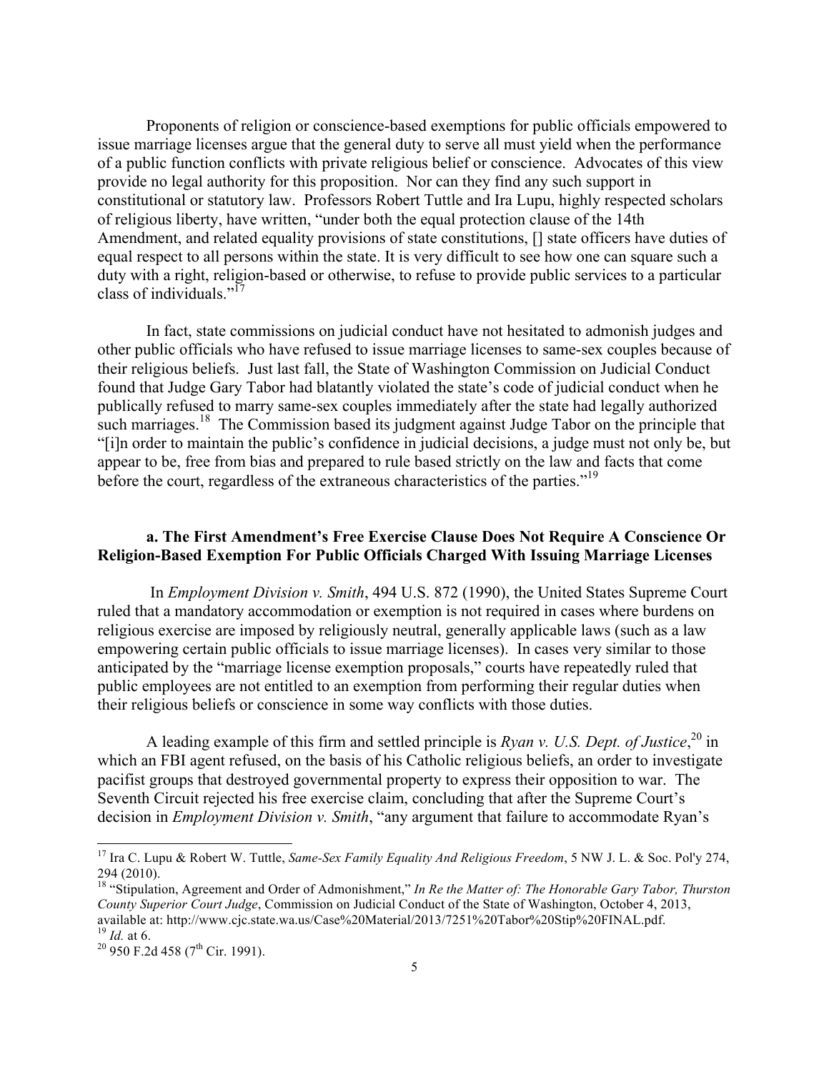Proponents of religion or conscience-based exemptions for public officials empowered to issue marriage licenses argue that the general duty to serve all must yield when the performance of a public function conflicts with private religious belief or conscience. Advocates of this view provide no legal authority for this proposition. Nor can they find any such support in constitutional or statutory law. Professors Robert Tuttle and Ira Lupu, highly respected scholars of religious liberty, have written, "under both the equal protection clause of the 14th Amendment, and related equality provisions of state constitutions, [] state officers have duties of equal respect to all persons within the state. It is very difficult to see how one can square such a duty with a right, religion-based or otherwise, to refuse to provide public services to a particular class of individuals."[17]

In fact, state commissions on judicial conduct have not hesitated to admonish judges and other public officials who have refused to issue marriage licenses to same-sex couples because of their religious beliefs. Just last fall, the State of Washington Commission on Judicial Conduct found that Judge Gary Tabor had blatantly violated the state's code of judicial conduct when he publically refused to marry same-sex couples immediately after the state had legally authorized such marriages.[18] The Commission based its judgment against Judge Tabor on the principle that "[i]n order to maintain the public's confidence in judicial decisions, a judge must not only be, but appear to be, free from bias and prepared to rule based strictly on the law and facts that come before the court, regardless of the extraneous characteristics of the parties."[19]

### a. The First Amendment's Free Exercise Clause Does Not Require A Conscience Or Religion-Based Exemption For Public Officials Charged With Issuing Marriage Licenses

In *Employment Division v. Smith*, 494 U.S. 872 (1990), the United States Supreme Court ruled that a mandatory accommodation or exemption is not required in cases where burdens on religious exercise are imposed by religiously neutral, generally applicable laws (such as a law empowering certain public officials to issue marriage licenses). In cases very similar to those anticipated by the "marriage license exemption proposals," courts have repeatedly ruled that public employees are not entitled to an exemption from performing their regular duties when their religious beliefs or conscience in some way conflicts with those duties.

A leading example of this firm and settled principle is *Ryan v. U.S. Dept. of Justice*,[20] in which an FBI agent refused, on the basis of his Catholic religious beliefs, an order to investigate pacifist groups that destroyed governmental property to express their opposition to war. The Seventh Circuit rejected his free exercise claim, concluding that after the Supreme Court's decision in *Employment Division v. Smith*, "any argument that failure to accommodate Ryan's

---

[17] Ira C. Lupu & Robert W. Tuttle, *Same-Sex Family Equality And Religious Freedom*, 5 NW J. L. & Soc. Pol'y 274, 294 (2010).

[18] "Stipulation, Agreement and Order of Admonishment," *In Re the Matter of: The Honorable Gary Tabor, Thurston County Superior Court Judge*, Commission on Judicial Conduct of the State of Washington, October 4, 2013, available at: http://www.cjc.state.wa.us/Case%20Material/2013/7251%20Tabor%20Stip%20FINAL.pdf.

[19] *Id.* at 6.

[20] 950 F.2d 458 (7th Cir. 1991).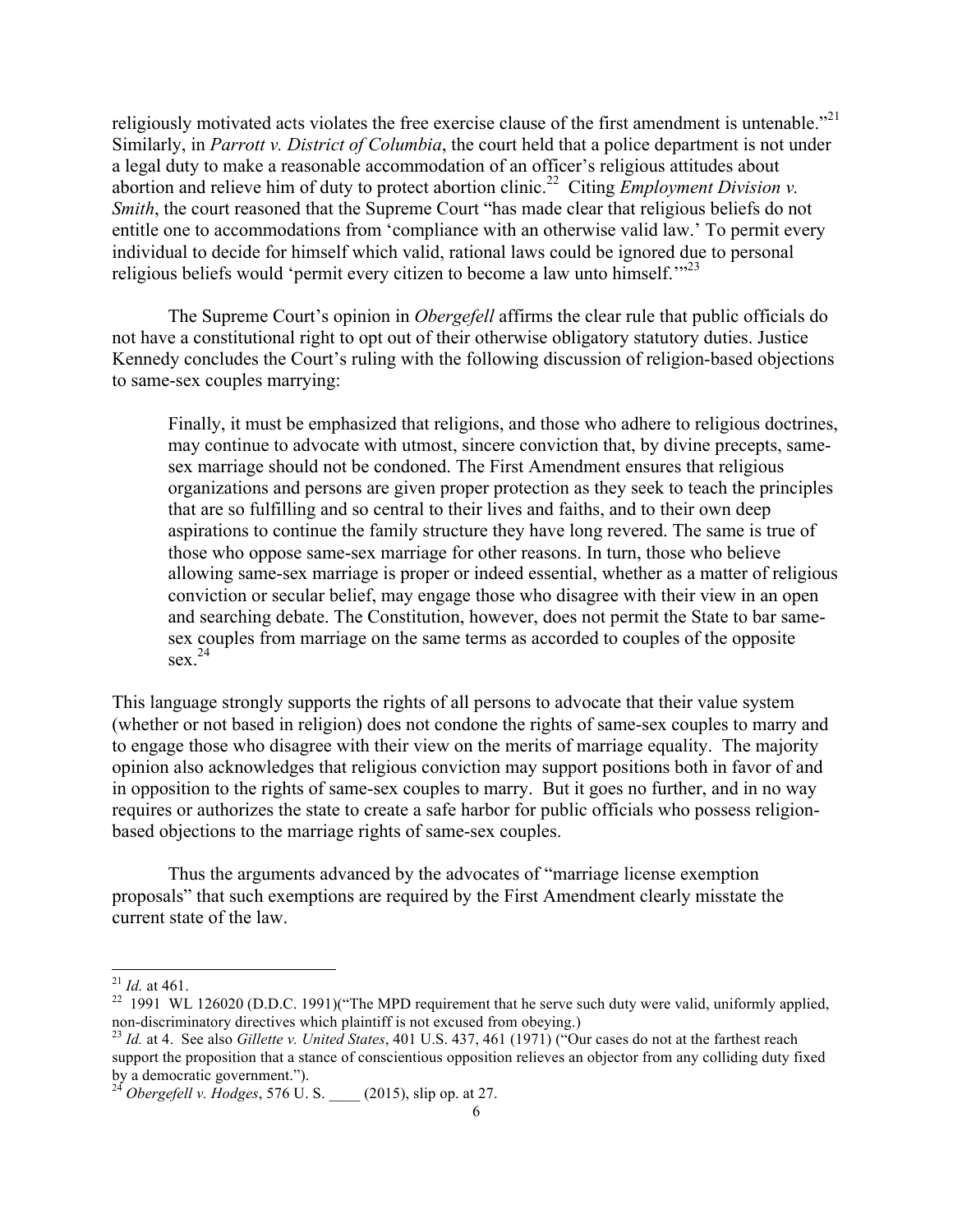religiously motivated acts violates the free exercise clause of the first amendment is untenable."[21] Similarly, in *Parrott v. District of Columbia*, the court held that a police department is not under a legal duty to make a reasonable accommodation of an officer's religious attitudes about abortion and relieve him of duty to protect abortion clinic.[22] Citing *Employment Division v. Smith*, the court reasoned that the Supreme Court "has made clear that religious beliefs do not entitle one to accommodations from 'compliance with an otherwise valid law.' To permit every individual to decide for himself which valid, rational laws could be ignored due to personal religious beliefs would 'permit every citizen to become a law unto himself.'"[23]

The Supreme Court's opinion in *Obergefell* affirms the clear rule that public officials do not have a constitutional right to opt out of their otherwise obligatory statutory duties. Justice Kennedy concludes the Court's ruling with the following discussion of religion-based objections to same-sex couples marrying:

> Finally, it must be emphasized that religions, and those who adhere to religious doctrines, may continue to advocate with utmost, sincere conviction that, by divine precepts, same-sex marriage should not be condoned. The First Amendment ensures that religious organizations and persons are given proper protection as they seek to teach the principles that are so fulfilling and so central to their lives and faiths, and to their own deep aspirations to continue the family structure they have long revered. The same is true of those who oppose same-sex marriage for other reasons. In turn, those who believe allowing same-sex marriage is proper or indeed essential, whether as a matter of religious conviction or secular belief, may engage those who disagree with their view in an open and searching debate. The Constitution, however, does not permit the State to bar same-sex couples from marriage on the same terms as accorded to couples of the opposite sex.[24]

This language strongly supports the rights of all persons to advocate that their value system (whether or not based in religion) does not condone the rights of same-sex couples to marry and to engage those who disagree with their view on the merits of marriage equality. The majority opinion also acknowledges that religious conviction may support positions both in favor of and in opposition to the rights of same-sex couples to marry. But it goes no further, and in no way requires or authorizes the state to create a safe harbor for public officials who possess religion-based objections to the marriage rights of same-sex couples.

Thus the arguments advanced by the advocates of "marriage license exemption proposals" that such exemptions are required by the First Amendment clearly misstate the current state of the law.

---

[21] *Id.* at 461.

[22] 1991 WL 126020 (D.D.C. 1991)("The MPD requirement that he serve such duty were valid, uniformly applied, non-discriminatory directives which plaintiff is not excused from obeying.)

[23] *Id.* at 4. See also *Gillette v. United States*, 401 U.S. 437, 461 (1971) ("Our cases do not at the farthest reach support the proposition that a stance of conscientious opposition relieves an objector from any colliding duty fixed by a democratic government.").

[24] *Obergefell v. Hodges*, 576 U. S. ____ (2015), slip op. at 27.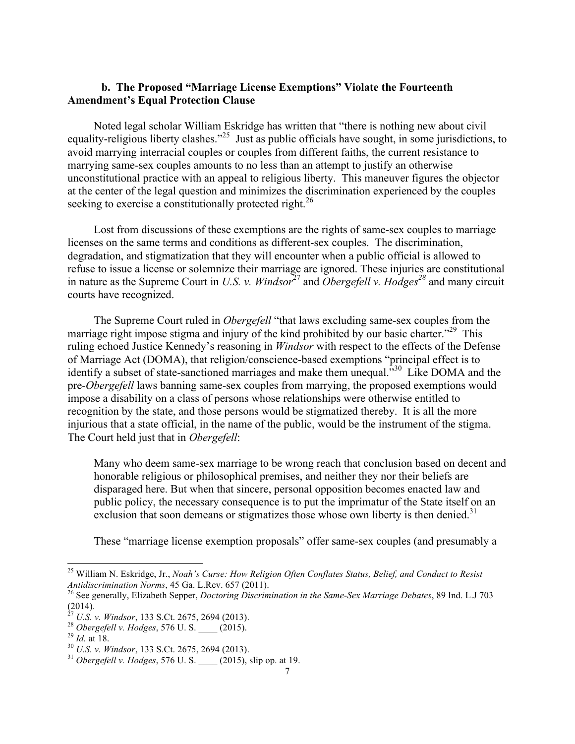### b. The Proposed "Marriage License Exemptions" Violate the Fourteenth Amendment's Equal Protection Clause

Noted legal scholar William Eskridge has written that "there is nothing new about civil equality-religious liberty clashes."[25] Just as public officials have sought, in some jurisdictions, to avoid marrying interracial couples or couples from different faiths, the current resistance to marrying same-sex couples amounts to no less than an attempt to justify an otherwise unconstitutional practice with an appeal to religious liberty. This maneuver figures the objector at the center of the legal question and minimizes the discrimination experienced by the couples seeking to exercise a constitutionally protected right.[26]

Lost from discussions of these exemptions are the rights of same-sex couples to marriage licenses on the same terms and conditions as different-sex couples. The discrimination, degradation, and stigmatization that they will encounter when a public official is allowed to refuse to issue a license or solemnize their marriage are ignored. These injuries are constitutional in nature as the Supreme Court in *U.S. v. Windsor*[27] and *Obergefell v. Hodges*[28] and many circuit courts have recognized.

The Supreme Court ruled in *Obergefell* "that laws excluding same-sex couples from the marriage right impose stigma and injury of the kind prohibited by our basic charter."[29] This ruling echoed Justice Kennedy's reasoning in *Windsor* with respect to the effects of the Defense of Marriage Act (DOMA), that religion/conscience-based exemptions "principal effect is to identify a subset of state-sanctioned marriages and make them unequal."[30] Like DOMA and the pre-*Obergefell* laws banning same-sex couples from marrying, the proposed exemptions would impose a disability on a class of persons whose relationships were otherwise entitled to recognition by the state, and those persons would be stigmatized thereby. It is all the more injurious that a state official, in the name of the public, would be the instrument of the stigma. The Court held just that in *Obergefell*:

> Many who deem same-sex marriage to be wrong reach that conclusion based on decent and honorable religious or philosophical premises, and neither they nor their beliefs are disparaged here. But when that sincere, personal opposition becomes enacted law and public policy, the necessary consequence is to put the imprimatur of the State itself on an exclusion that soon demeans or stigmatizes those whose own liberty is then denied.[31]

These "marriage license exemption proposals" offer same-sex couples (and presumably a

---

[25] William N. Eskridge, Jr., *Noah's Curse: How Religion Often Conflates Status, Belief, and Conduct to Resist Antidiscrimination Norms*, 45 Ga. L.Rev. 657 (2011).

[26] See generally, Elizabeth Sepper, *Doctoring Discrimination in the Same-Sex Marriage Debates*, 89 Ind. L.J 703 (2014).

[27] *U.S. v. Windsor*, 133 S.Ct. 2675, 2694 (2013).

[28] *Obergefell v. Hodges*, 576 U. S. ____ (2015).

[29] *Id.* at 18.

[30] *U.S. v. Windsor*, 133 S.Ct. 2675, 2694 (2013).

[31] *Obergefell v. Hodges*, 576 U. S. ____ (2015), slip op. at 19.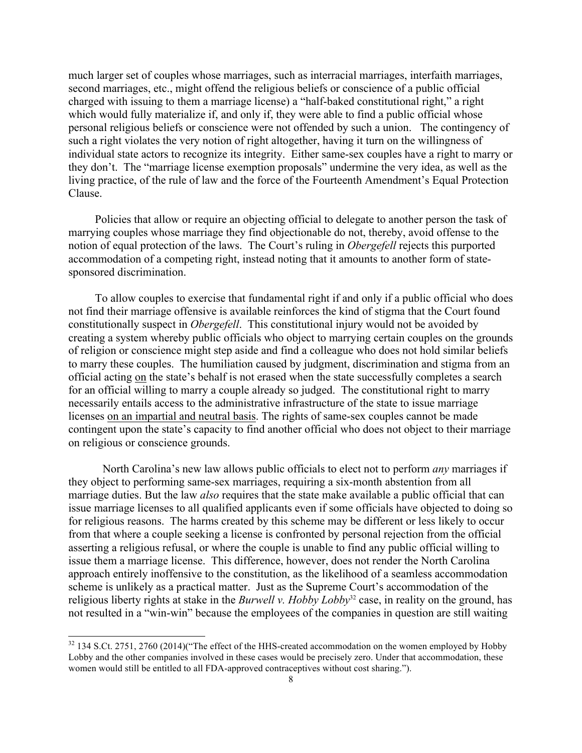much larger set of couples whose marriages, such as interracial marriages, interfaith marriages, second marriages, etc., might offend the religious beliefs or conscience of a public official charged with issuing to them a marriage license) a "half-baked constitutional right," a right which would fully materialize if, and only if, they were able to find a public official whose personal religious beliefs or conscience were not offended by such a union. The contingency of such a right violates the very notion of right altogether, having it turn on the willingness of individual state actors to recognize its integrity. Either same-sex couples have a right to marry or they don't. The "marriage license exemption proposals" undermine the very idea, as well as the living practice, of the rule of law and the force of the Fourteenth Amendment's Equal Protection Clause.

Policies that allow or require an objecting official to delegate to another person the task of marrying couples whose marriage they find objectionable do not, thereby, avoid offense to the notion of equal protection of the laws. The Court's ruling in *Obergefell* rejects this purported accommodation of a competing right, instead noting that it amounts to another form of state-sponsored discrimination.

To allow couples to exercise that fundamental right if and only if a public official who does not find their marriage offensive is available reinforces the kind of stigma that the Court found constitutionally suspect in *Obergefell*. This constitutional injury would not be avoided by creating a system whereby public officials who object to marrying certain couples on the grounds of religion or conscience might step aside and find a colleague who does not hold similar beliefs to marry these couples. The humiliation caused by judgment, discrimination and stigma from an official acting <u>on</u> the state's behalf is not erased when the state successfully completes a search for an official willing to marry a couple already so judged. The constitutional right to marry necessarily entails access to the administrative infrastructure of the state to issue marriage licenses <u>on an impartial and neutral basis</u>. The rights of same-sex couples cannot be made contingent upon the state's capacity to find another official who does not object to their marriage on religious or conscience grounds.

North Carolina's new law allows public officials to elect not to perform *any* marriages if they object to performing same-sex marriages, requiring a six-month abstention from all marriage duties. But the law *also* requires that the state make available a public official that can issue marriage licenses to all qualified applicants even if some officials have objected to doing so for religious reasons. The harms created by this scheme may be different or less likely to occur from that where a couple seeking a license is confronted by personal rejection from the official asserting a religious refusal, or where the couple is unable to find any public official willing to issue them a marriage license. This difference, however, does not render the North Carolina approach entirely inoffensive to the constitution, as the likelihood of a seamless accommodation scheme is unlikely as a practical matter. Just as the Supreme Court's accommodation of the religious liberty rights at stake in the *Burwell v. Hobby Lobby*[32] case, in reality on the ground, has not resulted in a "win-win" because the employees of the companies in question are still waiting

[32] 134 S.Ct. 2751, 2760 (2014)("The effect of the HHS-created accommodation on the women employed by Hobby Lobby and the other companies involved in these cases would be precisely zero. Under that accommodation, these women would still be entitled to all FDA-approved contraceptives without cost sharing.").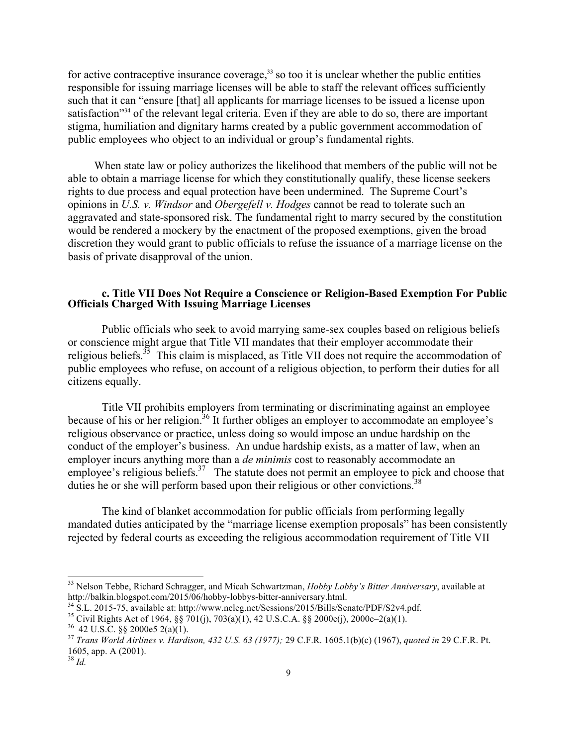for active contraceptive insurance coverage,[33] so too it is unclear whether the public entities responsible for issuing marriage licenses will be able to staff the relevant offices sufficiently such that it can "ensure [that] all applicants for marriage licenses to be issued a license upon satisfaction"[34] of the relevant legal criteria. Even if they are able to do so, there are important stigma, humiliation and dignitary harms created by a public government accommodation of public employees who object to an individual or group's fundamental rights.

When state law or policy authorizes the likelihood that members of the public will not be able to obtain a marriage license for which they constitutionally qualify, these license seekers rights to due process and equal protection have been undermined. The Supreme Court's opinions in *U.S. v. Windsor* and *Obergefell v. Hodges* cannot be read to tolerate such an aggravated and state-sponsored risk. The fundamental right to marry secured by the constitution would be rendered a mockery by the enactment of the proposed exemptions, given the broad discretion they would grant to public officials to refuse the issuance of a marriage license on the basis of private disapproval of the union.

### c. Title VII Does Not Require a Conscience or Religion-Based Exemption For Public Officials Charged With Issuing Marriage Licenses

Public officials who seek to avoid marrying same-sex couples based on religious beliefs or conscience might argue that Title VII mandates that their employer accommodate their religious beliefs.[35] This claim is misplaced, as Title VII does not require the accommodation of public employees who refuse, on account of a religious objection, to perform their duties for all citizens equally.

Title VII prohibits employers from terminating or discriminating against an employee because of his or her religion.[36] It further obliges an employer to accommodate an employee's religious observance or practice, unless doing so would impose an undue hardship on the conduct of the employer's business. An undue hardship exists, as a matter of law, when an employer incurs anything more than a *de minimis* cost to reasonably accommodate an employee's religious beliefs.[37] The statute does not permit an employee to pick and choose that duties he or she will perform based upon their religious or other convictions.[38]

The kind of blanket accommodation for public officials from performing legally mandated duties anticipated by the "marriage license exemption proposals" has been consistently rejected by federal courts as exceeding the religious accommodation requirement of Title VII

---

[33] Nelson Tebbe, Richard Schragger, and Micah Schwartzman, *Hobby Lobby's Bitter Anniversary*, available at http://balkin.blogspot.com/2015/06/hobby-lobbys-bitter-anniversary.html.

[34] S.L. 2015-75, available at: http://www.ncleg.net/Sessions/2015/Bills/Senate/PDF/S2v4.pdf.

[35] Civil Rights Act of 1964, §§ 701(j), 703(a)(1), 42 U.S.C.A. §§ 2000e(j), 2000e–2(a)(1).

[36] 42 U.S.C. §§ 2000e5 2(a)(1).

[37] *Trans World Airlines v. Hardison, 432 U.S. 63 (1977);* 29 C.F.R. 1605.1(b)(c) (1967), *quoted in* 29 C.F.R. Pt. 1605, app. A (2001).

[38] *Id.*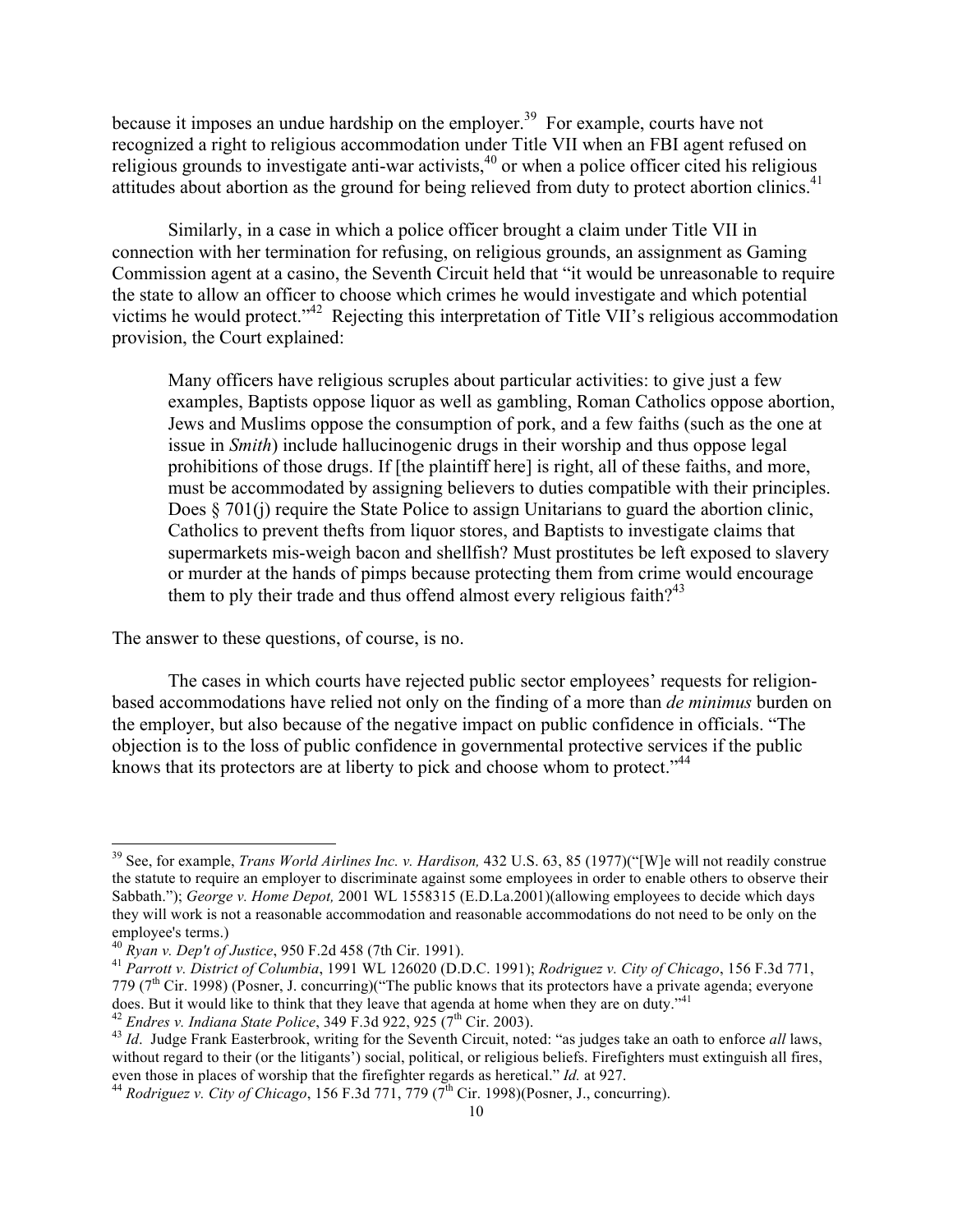because it imposes an undue hardship on the employer.[39] For example, courts have not recognized a right to religious accommodation under Title VII when an FBI agent refused on religious grounds to investigate anti-war activists,[40] or when a police officer cited his religious attitudes about abortion as the ground for being relieved from duty to protect abortion clinics.[41]

Similarly, in a case in which a police officer brought a claim under Title VII in connection with her termination for refusing, on religious grounds, an assignment as Gaming Commission agent at a casino, the Seventh Circuit held that "it would be unreasonable to require the state to allow an officer to choose which crimes he would investigate and which potential victims he would protect."[42] Rejecting this interpretation of Title VII's religious accommodation provision, the Court explained:

> Many officers have religious scruples about particular activities: to give just a few examples, Baptists oppose liquor as well as gambling, Roman Catholics oppose abortion, Jews and Muslims oppose the consumption of pork, and a few faiths (such as the one at issue in *Smith*) include hallucinogenic drugs in their worship and thus oppose legal prohibitions of those drugs. If [the plaintiff here] is right, all of these faiths, and more, must be accommodated by assigning believers to duties compatible with their principles. Does § 701(j) require the State Police to assign Unitarians to guard the abortion clinic, Catholics to prevent thefts from liquor stores, and Baptists to investigate claims that supermarkets mis-weigh bacon and shellfish? Must prostitutes be left exposed to slavery or murder at the hands of pimps because protecting them from crime would encourage them to ply their trade and thus offend almost every religious faith?[43]

The answer to these questions, of course, is no.

The cases in which courts have rejected public sector employees' requests for religion-based accommodations have relied not only on the finding of a more than *de minimus* burden on the employer, but also because of the negative impact on public confidence in officials. "The objection is to the loss of public confidence in governmental protective services if the public knows that its protectors are at liberty to pick and choose whom to protect."[44]

---

[39] See, for example, *Trans World Airlines Inc. v. Hardison,* 432 U.S. 63, 85 (1977)("[W]e will not readily construe the statute to require an employer to discriminate against some employees in order to enable others to observe their Sabbath."); *George v. Home Depot,* 2001 WL 1558315 (E.D.La.2001)(allowing employees to decide which days they will work is not a reasonable accommodation and reasonable accommodations do not need to be only on the employee's terms.)

[40] *Ryan v. Dep't of Justice*, 950 F.2d 458 (7th Cir. 1991).

[41] *Parrott v. District of Columbia*, 1991 WL 126020 (D.D.C. 1991); *Rodriguez v. City of Chicago*, 156 F.3d 771, 779 (7th Cir. 1998) (Posner, J. concurring)("The public knows that its protectors have a private agenda; everyone does. But it would like to think that they leave that agenda at home when they are on duty."[41]

[42] *Endres v. Indiana State Police*, 349 F.3d 922, 925 (7th Cir. 2003).

[43] *Id*. Judge Frank Easterbrook, writing for the Seventh Circuit, noted: "as judges take an oath to enforce *all* laws, without regard to their (or the litigants') social, political, or religious beliefs. Firefighters must extinguish all fires, even those in places of worship that the firefighter regards as heretical." *Id.* at 927.

[44] *Rodriguez v. City of Chicago*, 156 F.3d 771, 779 (7th Cir. 1998)(Posner, J., concurring).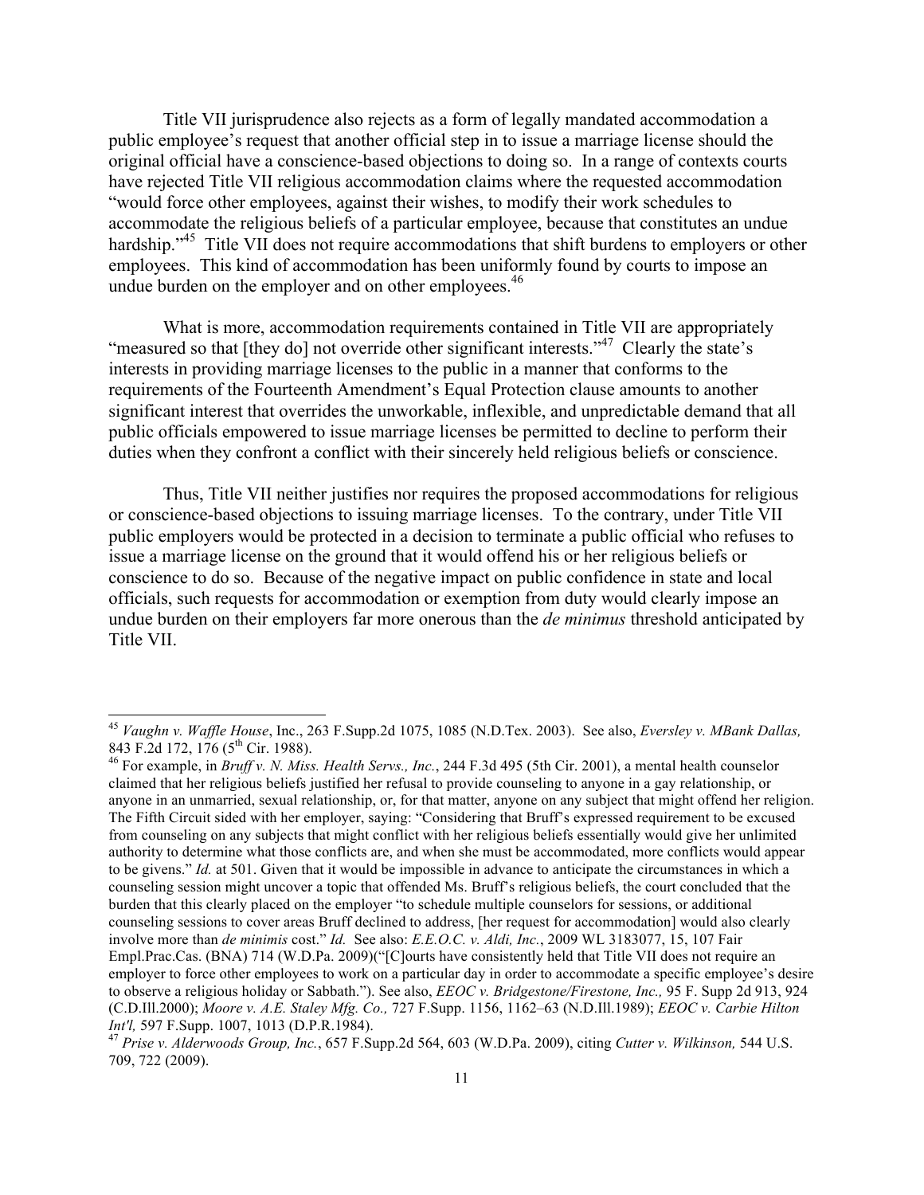Title VII jurisprudence also rejects as a form of legally mandated accommodation a public employee's request that another official step in to issue a marriage license should the original official have a conscience-based objections to doing so. In a range of contexts courts have rejected Title VII religious accommodation claims where the requested accommodation "would force other employees, against their wishes, to modify their work schedules to accommodate the religious beliefs of a particular employee, because that constitutes an undue hardship."[45] Title VII does not require accommodations that shift burdens to employers or other employees. This kind of accommodation has been uniformly found by courts to impose an undue burden on the employer and on other employees.[46]

What is more, accommodation requirements contained in Title VII are appropriately "measured so that [they do] not override other significant interests."[47] Clearly the state's interests in providing marriage licenses to the public in a manner that conforms to the requirements of the Fourteenth Amendment's Equal Protection clause amounts to another significant interest that overrides the unworkable, inflexible, and unpredictable demand that all public officials empowered to issue marriage licenses be permitted to decline to perform their duties when they confront a conflict with their sincerely held religious beliefs or conscience.

Thus, Title VII neither justifies nor requires the proposed accommodations for religious or conscience-based objections to issuing marriage licenses. To the contrary, under Title VII public employers would be protected in a decision to terminate a public official who refuses to issue a marriage license on the ground that it would offend his or her religious beliefs or conscience to do so. Because of the negative impact on public confidence in state and local officials, such requests for accommodation or exemption from duty would clearly impose an undue burden on their employers far more onerous than the *de minimus* threshold anticipated by Title VII.

---

[45] *Vaughn v. Waffle House*, Inc., 263 F.Supp.2d 1075, 1085 (N.D.Tex. 2003). See also, *Eversley v. MBank Dallas,* 843 F.2d 172, 176 (5th Cir. 1988).

[46] For example, in *Bruff v. N. Miss. Health Servs., Inc.*, 244 F.3d 495 (5th Cir. 2001), a mental health counselor claimed that her religious beliefs justified her refusal to provide counseling to anyone in a gay relationship, or anyone in an unmarried, sexual relationship, or, for that matter, anyone on any subject that might offend her religion. The Fifth Circuit sided with her employer, saying: "Considering that Bruff's expressed requirement to be excused from counseling on any subjects that might conflict with her religious beliefs essentially would give her unlimited authority to determine what those conflicts are, and when she must be accommodated, more conflicts would appear to be givens." *Id.* at 501. Given that it would be impossible in advance to anticipate the circumstances in which a counseling session might uncover a topic that offended Ms. Bruff's religious beliefs, the court concluded that the burden that this clearly placed on the employer "to schedule multiple counselors for sessions, or additional counseling sessions to cover areas Bruff declined to address, [her request for accommodation] would also clearly involve more than *de minimis* cost." *Id.* See also: *E.E.O.C. v. Aldi, Inc.*, 2009 WL 3183077, 15, 107 Fair Empl.Prac.Cas. (BNA) 714 (W.D.Pa. 2009)("[C]ourts have consistently held that Title VII does not require an employer to force other employees to work on a particular day in order to accommodate a specific employee's desire to observe a religious holiday or Sabbath."). See also, *EEOC v. Bridgestone/Firestone, Inc.,* 95 F. Supp 2d 913, 924 (C.D.Ill.2000); *Moore v. A.E. Staley Mfg. Co.,* 727 F.Supp. 1156, 1162–63 (N.D.Ill.1989); *EEOC v. Carbie Hilton Int'l,* 597 F.Supp. 1007, 1013 (D.P.R.1984).

[47] *Prise v. Alderwoods Group, Inc.*, 657 F.Supp.2d 564, 603 (W.D.Pa. 2009), citing *Cutter v. Wilkinson,* 544 U.S. 709, 722 (2009).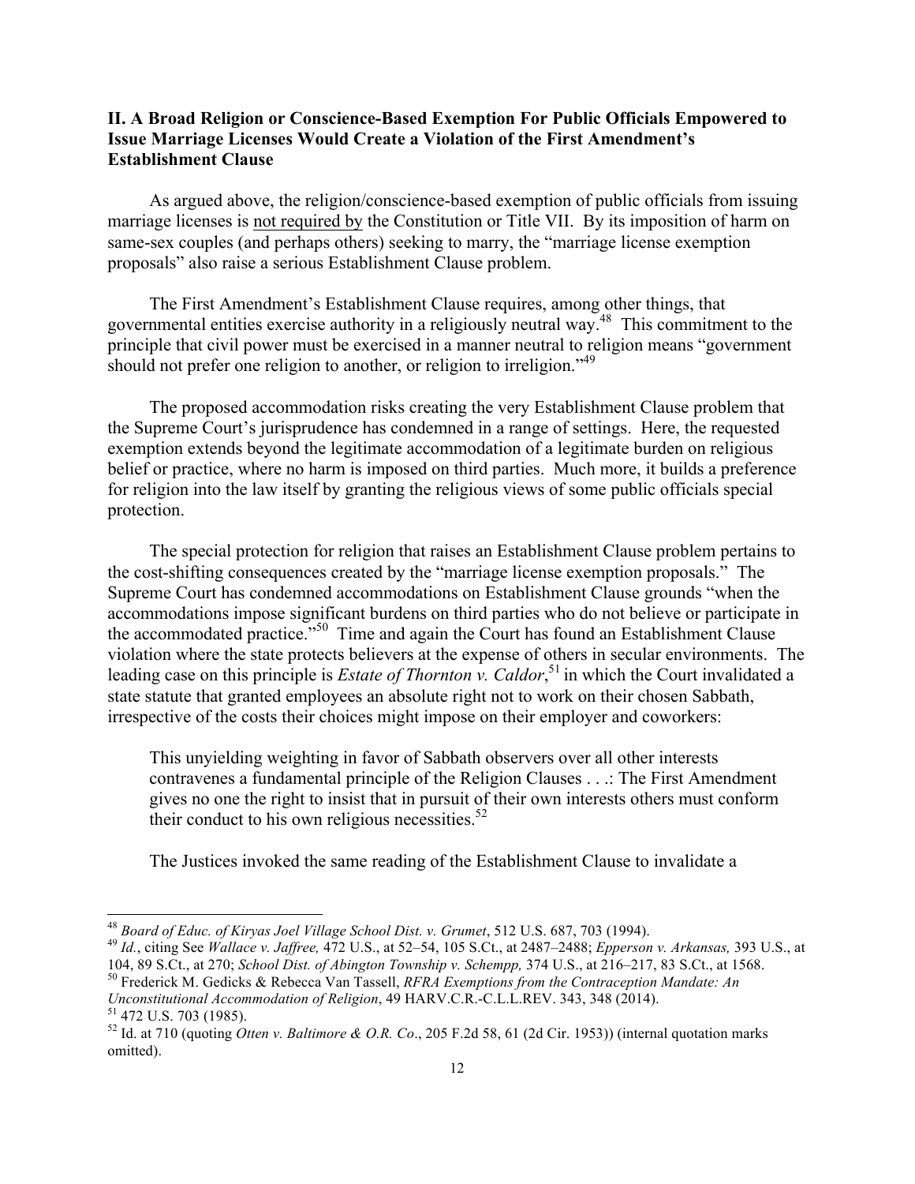## II. A Broad Religion or Conscience-Based Exemption For Public Officials Empowered to Issue Marriage Licenses Would Create a Violation of the First Amendment's Establishment Clause

As argued above, the religion/conscience-based exemption of public officials from issuing marriage licenses is not required by the Constitution or Title VII. By its imposition of harm on same-sex couples (and perhaps others) seeking to marry, the "marriage license exemption proposals" also raise a serious Establishment Clause problem.

The First Amendment's Establishment Clause requires, among other things, that governmental entities exercise authority in a religiously neutral way.[48] This commitment to the principle that civil power must be exercised in a manner neutral to religion means "government should not prefer one religion to another, or religion to irreligion."[49]

The proposed accommodation risks creating the very Establishment Clause problem that the Supreme Court's jurisprudence has condemned in a range of settings. Here, the requested exemption extends beyond the legitimate accommodation of a legitimate burden on religious belief or practice, where no harm is imposed on third parties. Much more, it builds a preference for religion into the law itself by granting the religious views of some public officials special protection.

The special protection for religion that raises an Establishment Clause problem pertains to the cost-shifting consequences created by the "marriage license exemption proposals." The Supreme Court has condemned accommodations on Establishment Clause grounds "when the accommodations impose significant burdens on third parties who do not believe or participate in the accommodated practice."[50] Time and again the Court has found an Establishment Clause violation where the state protects believers at the expense of others in secular environments. The leading case on this principle is *Estate of Thornton v. Caldor*,[51] in which the Court invalidated a state statute that granted employees an absolute right not to work on their chosen Sabbath, irrespective of the costs their choices might impose on their employer and coworkers:

> This unyielding weighting in favor of Sabbath observers over all other interests contravenes a fundamental principle of the Religion Clauses . . .: The First Amendment gives no one the right to insist that in pursuit of their own interests others must conform their conduct to his own religious necessities.[52]

The Justices invoked the same reading of the Establishment Clause to invalidate a

---

[48] *Board of Educ. of Kiryas Joel Village School Dist. v. Grumet*, 512 U.S. 687, 703 (1994).

[49] *Id.*, citing See *Wallace v. Jaffree,* 472 U.S., at 52–54, 105 S.Ct., at 2487–2488; *Epperson v. Arkansas,* 393 U.S., at 104, 89 S.Ct., at 270; *School Dist. of Abington Township v. Schempp,* 374 U.S., at 216–217, 83 S.Ct., at 1568.

[50] Frederick M. Gedicks & Rebecca Van Tassell, *RFRA Exemptions from the Contraception Mandate: An Unconstitutional Accommodation of Religion*, 49 HARV.C.R.-C.L.L.REV. 343, 348 (2014).

[51] 472 U.S. 703 (1985).

[52] Id. at 710 (quoting *Otten v. Baltimore & O.R. Co*., 205 F.2d 58, 61 (2d Cir. 1953)) (internal quotation marks omitted).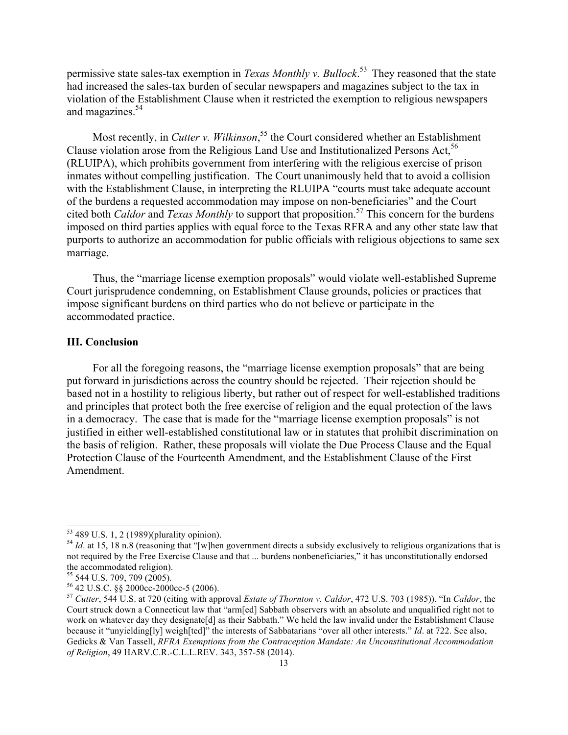permissive state sales-tax exemption in *Texas Monthly v. Bullock*.[53] They reasoned that the state had increased the sales-tax burden of secular newspapers and magazines subject to the tax in violation of the Establishment Clause when it restricted the exemption to religious newspapers and magazines.[54]

Most recently, in *Cutter v. Wilkinson*,[55] the Court considered whether an Establishment Clause violation arose from the Religious Land Use and Institutionalized Persons Act,[56] (RLUIPA), which prohibits government from interfering with the religious exercise of prison inmates without compelling justification. The Court unanimously held that to avoid a collision with the Establishment Clause, in interpreting the RLUIPA "courts must take adequate account of the burdens a requested accommodation may impose on non-beneficiaries" and the Court cited both *Caldor* and *Texas Monthly* to support that proposition.[57] This concern for the burdens imposed on third parties applies with equal force to the Texas RFRA and any other state law that purports to authorize an accommodation for public officials with religious objections to same sex marriage.

Thus, the "marriage license exemption proposals" would violate well-established Supreme Court jurisprudence condemning, on Establishment Clause grounds, policies or practices that impose significant burdens on third parties who do not believe or participate in the accommodated practice.

## III. Conclusion

For all the foregoing reasons, the "marriage license exemption proposals" that are being put forward in jurisdictions across the country should be rejected. Their rejection should be based not in a hostility to religious liberty, but rather out of respect for well-established traditions and principles that protect both the free exercise of religion and the equal protection of the laws in a democracy. The case that is made for the "marriage license exemption proposals" is not justified in either well-established constitutional law or in statutes that prohibit discrimination on the basis of religion. Rather, these proposals will violate the Due Process Clause and the Equal Protection Clause of the Fourteenth Amendment, and the Establishment Clause of the First Amendment.

---

[53] 489 U.S. 1, 2 (1989)(plurality opinion).

[54] *Id*. at 15, 18 n.8 (reasoning that "[w]hen government directs a subsidy exclusively to religious organizations that is not required by the Free Exercise Clause and that ... burdens nonbeneficiaries," it has unconstitutionally endorsed the accommodated religion).

[55] 544 U.S. 709, 709 (2005).

[56] 42 U.S.C. §§ 2000cc-2000cc-5 (2006).

[57] *Cutter*, 544 U.S. at 720 (citing with approval *Estate of Thornton v. Caldor*, 472 U.S. 703 (1985)). "In *Caldor*, the Court struck down a Connecticut law that "arm[ed] Sabbath observers with an absolute and unqualified right not to work on whatever day they designate[d] as their Sabbath." We held the law invalid under the Establishment Clause because it "unyielding[ly] weigh[ted]" the interests of Sabbatarians "over all other interests." *Id*. at 722. See also, Gedicks & Van Tassell, *RFRA Exemptions from the Contraception Mandate: An Unconstitutional Accommodation of Religion*, 49 HARV.C.R.-C.L.L.REV. 343, 357-58 (2014).